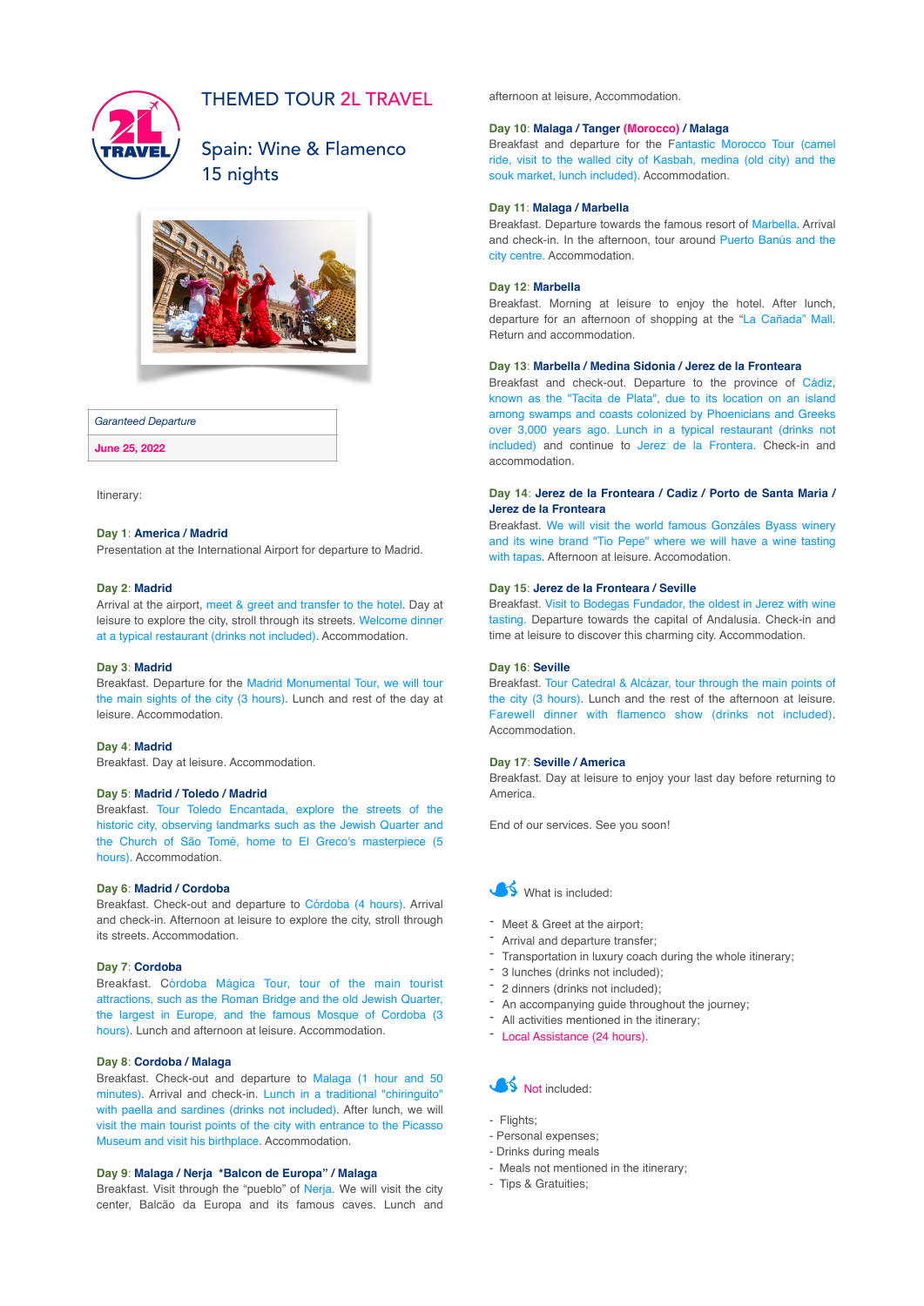# THEMED TOUR 2L TRAVEL

## Spain: Wine & Flamenco
## 15 nights

| *Garanteed Departure* |
| --- |
| **June 25, 2022** |

Itinerary:

**Day 1: America / Madrid**
Presentation at the International Airport for departure to Madrid.

**Day 2: Madrid**
Arrival at the airport, meet & greet and transfer to the hotel. Day at leisure to explore the city, stroll through its streets. Welcome dinner at a typical restaurant (drinks not included). Accommodation.

**Day 3: Madrid**
Breakfast. Departure for the Madrid Monumental Tour, we will tour the main sights of the city (3 hours). Lunch and rest of the day at leisure. Accommodation.

**Day 4: Madrid**
Breakfast. Day at leisure. Accommodation.

**Day 5: Madrid / Toledo / Madrid**
Breakfast. Tour Toledo Encantada, explore the streets of the historic city, observing landmarks such as the Jewish Quarter and the Church of São Tomé, home to El Greco's masterpiece (5 hours). Accommodation.

**Day 6: Madrid / Cordoba**
Breakfast. Check-out and departure to Córdoba (4 hours). Arrival and check-in. Afternoon at leisure to explore the city, stroll through its streets. Accommodation.

**Day 7: Cordoba**
Breakfast. Córdoba Mágica Tour, tour of the main tourist attractions, such as the Roman Bridge and the old Jewish Quarter, the largest in Europe, and the famous Mosque of Cordoba (3 hours). Lunch and afternoon at leisure. Accommodation.

**Day 8: Cordoba / Malaga**
Breakfast. Check-out and departure to Malaga (1 hour and 50 minutes). Arrival and check-in. Lunch in a traditional "chiringuito" with paella and sardines (drinks not included). After lunch, we will visit the main tourist points of the city with entrance to the Picasso Museum and visit his birthplace. Accommodation.

**Day 9: Malaga / Nerja *Balcon de Europa" / Malaga**
Breakfast. Visit through the "pueblo" of Nerja. We will visit the city center, Balcão da Europa and its famous caves. Lunch and afternoon at leisure, Accommodation.

**Day 10: Malaga / Tanger (Morocco) / Malaga**
Breakfast and departure for the Fantastic Morocco Tour (camel ride, visit to the walled city of Kasbah, medina (old city) and the souk market, lunch included). Accommodation.

**Day 11: Malaga / Marbella**
Breakfast. Departure towards the famous resort of Marbella. Arrival and check-in. In the afternoon, tour around Puerto Banús and the city centre. Accommodation.

**Day 12: Marbella**
Breakfast. Morning at leisure to enjoy the hotel. After lunch, departure for an afternoon of shopping at the "La Cañada" Mall. Return and accommodation.

**Day 13: Marbella / Medina Sidonia / Jerez de la Fronteara**
Breakfast and check-out. Departure to the province of Cádiz, known as the "Tacita de Plata", due to its location on an island among swamps and coasts colonized by Phoenicians and Greeks over 3,000 years ago. Lunch in a typical restaurant (drinks not included) and continue to Jerez de la Frontera. Check-in and accommodation.

**Day 14: Jerez de la Fronteara / Cadiz / Porto de Santa Maria / Jerez de la Fronteara**
Breakfast. We will visit the world famous Gonzáles Byass winery and its wine brand "Tio Pepe" where we will have a wine tasting with tapas. Afternoon at leisure. Accomodation.

**Day 15: Jerez de la Fronteara / Seville**
Breakfast. Visit to Bodegas Fundador, the oldest in Jerez with wine tasting. Departure towards the capital of Andalusia. Check-in and time at leisure to discover this charming city. Accommodation.

**Day 16: Seville**
Breakfast. Tour Catedral & Alcázar, tour through the main points of the city (3 hours). Lunch and the rest of the afternoon at leisure. Farewell dinner with flamenco show (drinks not included). Accommodation.

**Day 17: Seville / America**
Breakfast. Day at leisure to enjoy your last day before returning to America.

End of our services. See you soon!

What is included:

- Meet & Greet at the airport;
- Arrival and departure transfer;
- Transportation in luxury coach during the whole itinerary;
- 3 lunches (drinks not included);
- 2 dinners (drinks not included);
- An accompanying guide throughout the journey;
- All activities mentioned in the itinerary;
- Local Assistance (24 hours).

Not included:

- Flights;
- Personal expenses;
- Drinks during meals
- Meals not mentioned in the itinerary;
- Tips & Gratuities;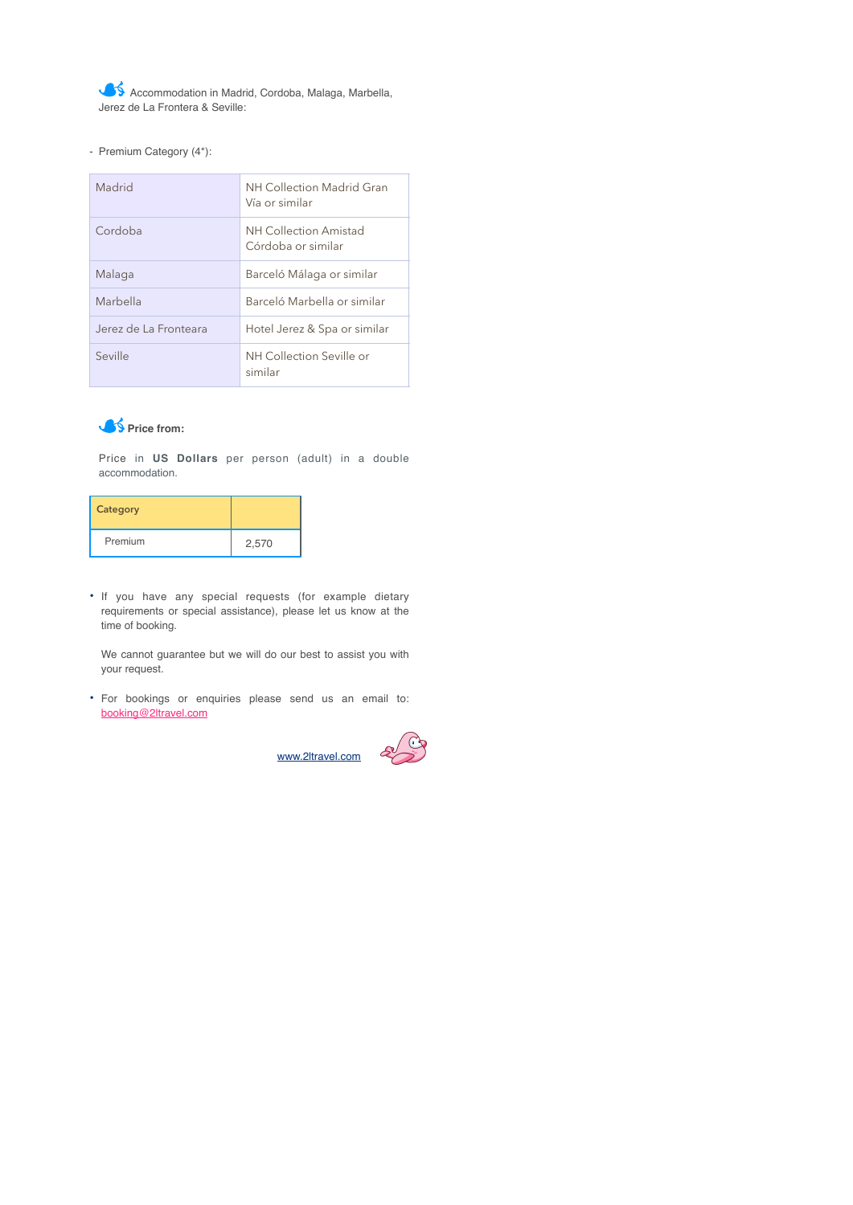Accommodation in Madrid, Cordoba, Malaga, Marbella, Jerez de La Frontera & Seville:

- Premium Category (4*):

| | |
|---|---|
| Madrid | NH Collection Madrid Gran Vía or similar |
| Cordoba | NH Collection Amistad Córdoba or similar |
| Malaga | Barceló Málaga or similar |
| Marbella | Barceló Marbella or similar |
| Jerez de La Fronteara | Hotel Jerez & Spa or similar |
| Seville | NH Collection Seville or similar |

**Price from:**

Price in **US Dollars** per person (adult) in a double accommodation.

| Category | |
|---|---|
| Premium | 2,570 |

- If you have any special requests (for example dietary requirements or special assistance), please let us know at the time of booking.

  We cannot guarantee but we will do our best to assist you with your request.

- For bookings or enquiries please send us an email to: booking@2ltravel.com

www.2ltravel.com